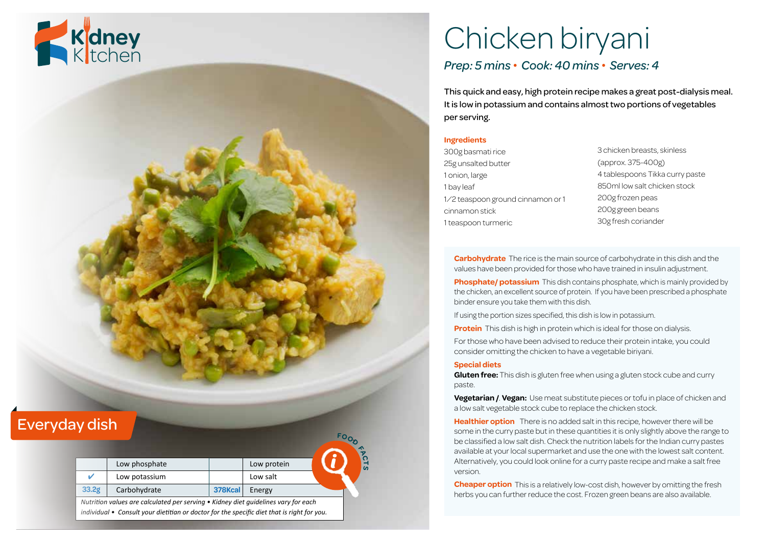Kidney Kitchen

# Chicken biryani

*Prep: 5 mins • Cook: 40 mins • Serves: 4*

This quick and easy, high protein recipe makes a great post-dialysis meal. It is low in potassium and contains almost two portions of vegetables per serving.

## Ingredients

300g basmati rice
25g unsalted butter
1 onion, large
1 bay leaf
1⁄2 teaspoon ground cinnamon or 1 cinnamon stick
1 teaspoon turmeric
3 chicken breasts, skinless (approx. 375-400g)
4 tablespoons Tikka curry paste
850ml low salt chicken stock
200g frozen peas
200g green beans
30g fresh coriander

**Carbohydrate** The rice is the main source of carbohydrate in this dish and the values have been provided for those who have trained in insulin adjustment.

**Phosphate/ potassium** This dish contains phosphate, which is mainly provided by the chicken, an excellent source of protein. If you have been prescribed a phosphate binder ensure you take them with this dish.

If using the portion sizes specified, this dish is low in potassium.

**Protein** This dish is high in protein which is ideal for those on dialysis.

For those who have been advised to reduce their protein intake, you could consider omitting the chicken to have a vegetable biriyani.

**Special diets**

**Gluten free:** This dish is gluten free when using a gluten stock cube and curry paste.

**Vegetarian /. Vegan:** Use meat substitute pieces or tofu in place of chicken and a low salt vegetable stock cube to replace the chicken stock.

**Healthier option** There is no added salt in this recipe, however there will be some in the curry paste but in these quantities it is only slightly above the range to be classified a low salt dish. Check the nutrition labels for the Indian curry pastes available at your local supermarket and use the one with the lowest salt content. Alternatively, you could look online for a curry paste recipe and make a salt free version.

**Cheaper option** This is a relatively low-cost dish, however by omitting the fresh herbs you can further reduce the cost. Frozen green beans are also available.

Everyday dish

FOOD FACTS

| | | | |
|---|---|---|---|
| | Low phosphate | | Low protein |
| ✔ | Low potassium | | Low salt |
| 33.2g | Carbohydrate | 378Kcal | Energy |

*Nutrition values are calculated per serving • Kidney diet guidelines vary for each individual • Consult your dietitian or doctor for the specific diet that is right for you.*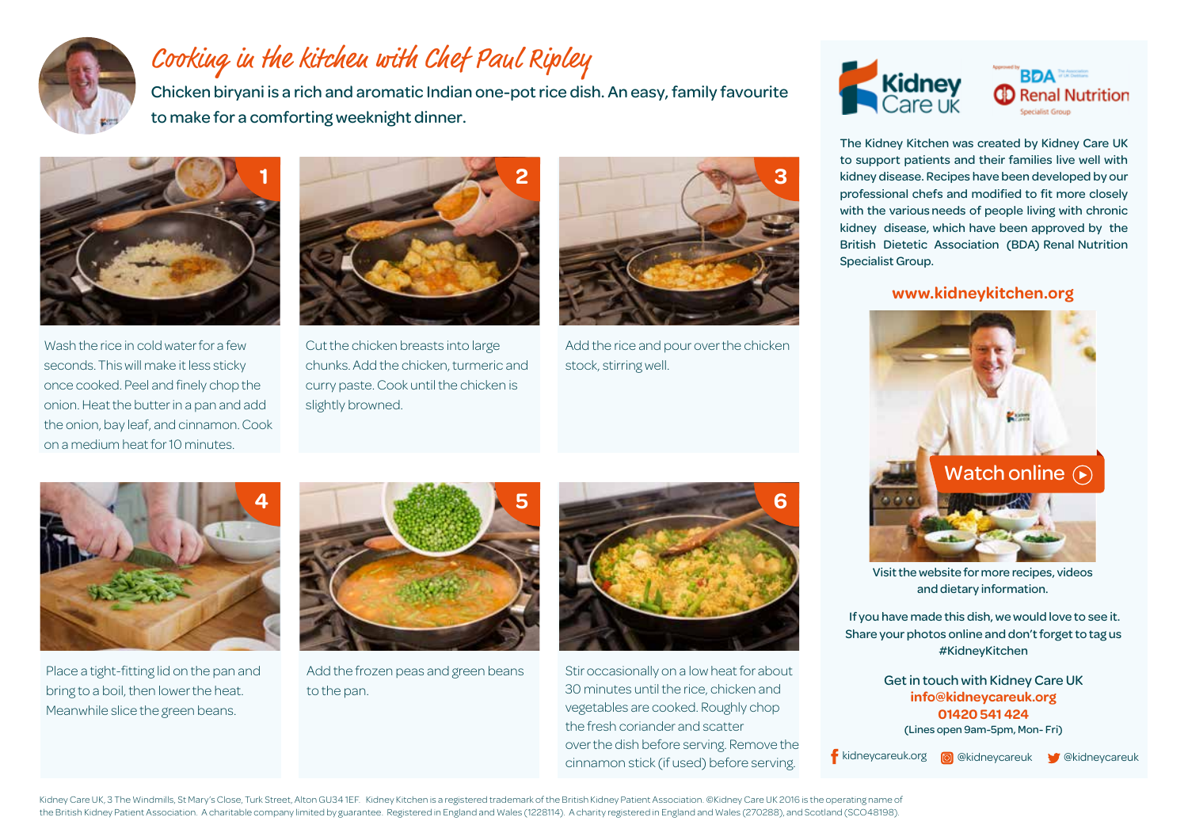# Cooking in the kitchen with Chef Paul Ripley

Chicken biryani is a rich and aromatic Indian one-pot rice dish. An easy, family favourite to make for a comforting weeknight dinner.

**1**

Wash the rice in cold water for a few seconds. This will make it less sticky once cooked. Peel and finely chop the onion. Heat the butter in a pan and add the onion, bay leaf, and cinnamon. Cook on a medium heat for 10 minutes.

**2**

Cut the chicken breasts into large chunks. Add the chicken, turmeric and curry paste. Cook until the chicken is slightly browned.

**3**

Add the rice and pour over the chicken stock, stirring well.

**4**

Place a tight-fitting lid on the pan and bring to a boil, then lower the heat. Meanwhile slice the green beans.

**5**

Add the frozen peas and green beans to the pan.

**6**

Stir occasionally on a low heat for about 30 minutes until the rice, chicken and vegetables are cooked. Roughly chop the fresh coriander and scatter over the dish before serving. Remove the cinnamon stick (if used) before serving.

Kidney Care UK

Approved by BDA The Association of UK Dietitians Renal Nutrition Specialist Group

The Kidney Kitchen was created by Kidney Care UK to support patients and their families live well with kidney disease. Recipes have been developed by our professional chefs and modified to fit more closely with the various needs of people living with chronic kidney disease, which have been approved by the British Dietetic Association (BDA) Renal Nutrition Specialist Group.

**www.kidneykitchen.org**

Watch online

Visit the website for more recipes, videos and dietary information.

If you have made this dish, we would love to see it. Share your photos online and don't forget to tag us #KidneyKitchen

Get in touch with Kidney Care UK
**info@kidneycareuk.org**
**01420 541 424**
(Lines open 9am-5pm, Mon- Fri)

kidneycareuk.org @kidneycareuk @kidneycareuk

Kidney Care UK, 3 The Windmills, St Mary's Close, Turk Street, Alton GU34 1EF. Kidney Kitchen is a registered trademark of the British Kidney Patient Association. ©Kidney Care UK 2016 is the operating name of the British Kidney Patient Association. A charitable company limited by guarantee. Registered in England and Wales (1228114). A charity registered in England and Wales (270288), and Scotland (SCO48198).